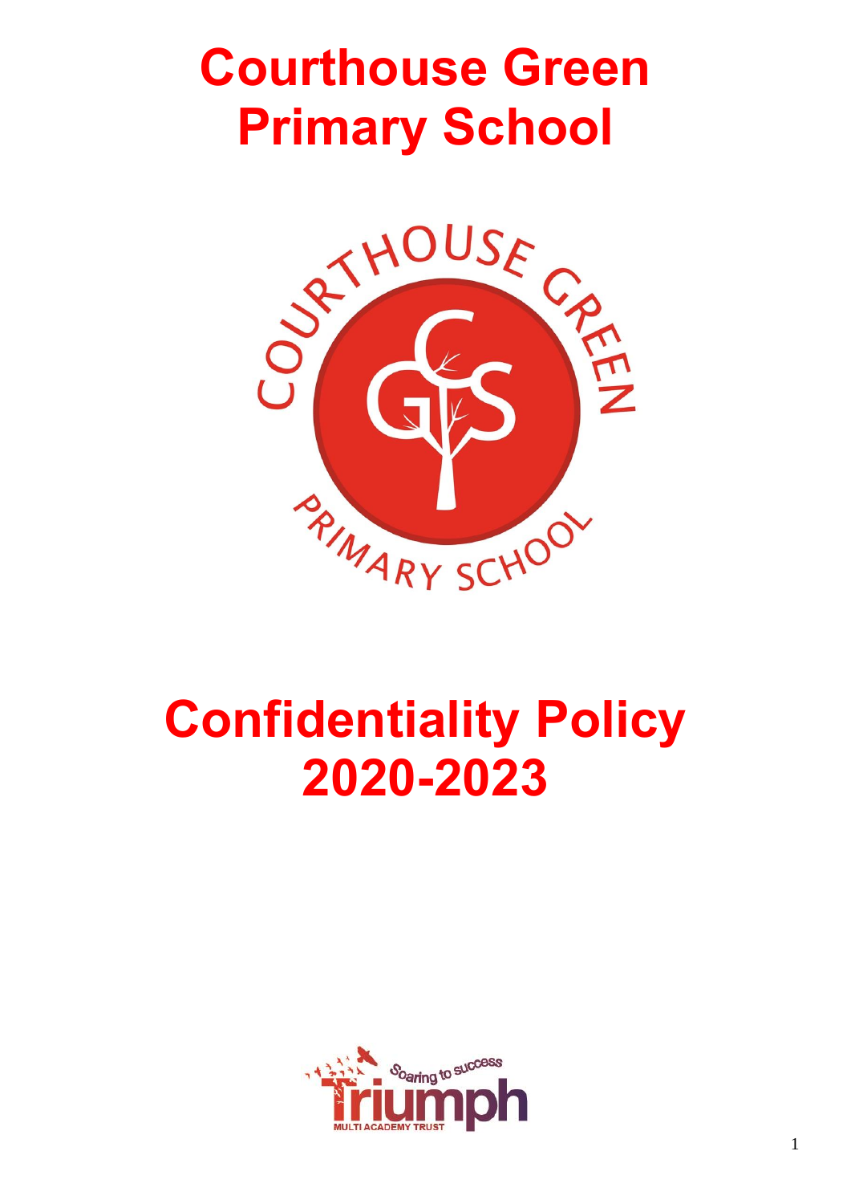# Courthouse Green Primary School

# Confidentiality Policy 2020-2023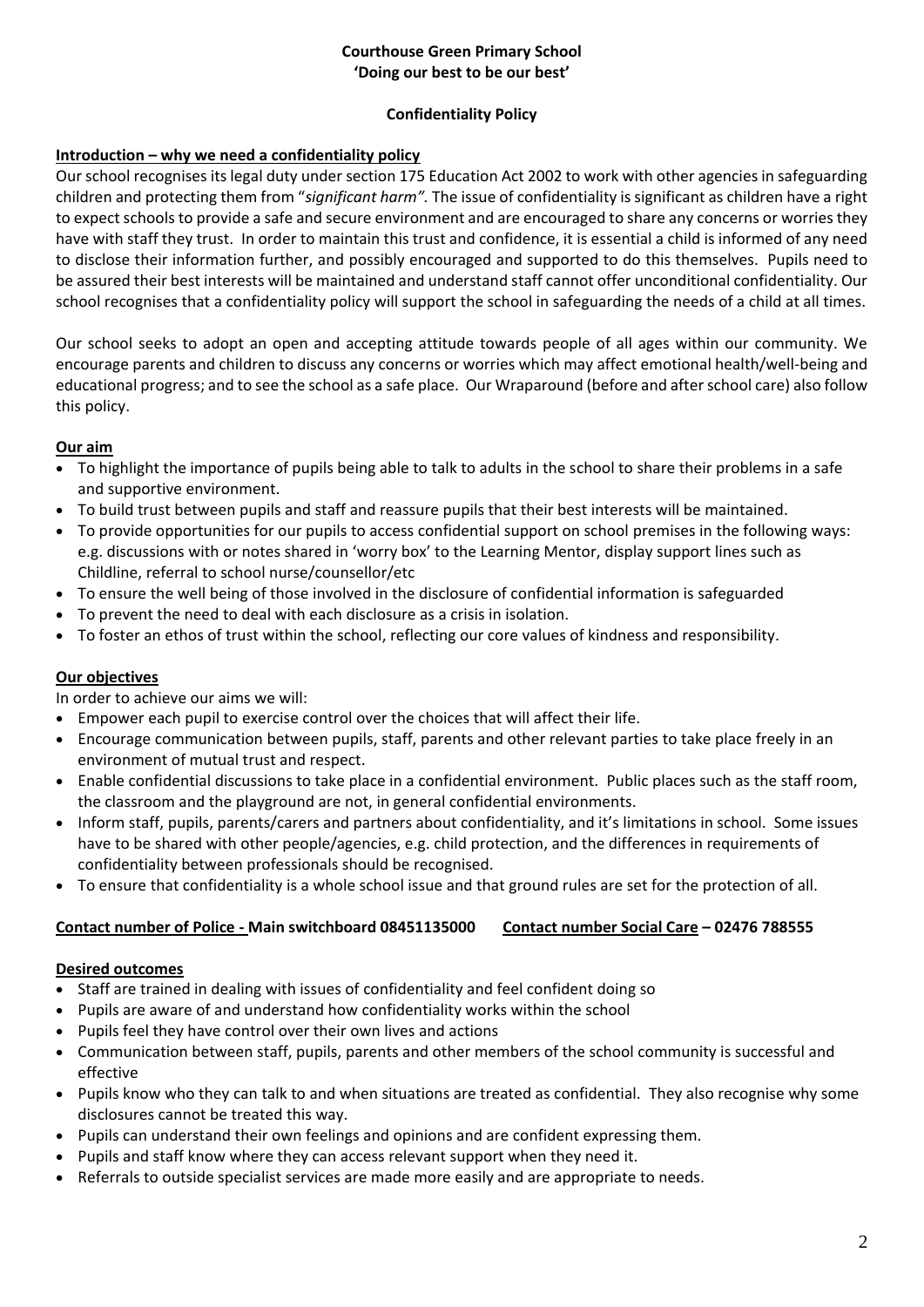**Courthouse Green Primary School**
**'Doing our best to be our best'**

**Confidentiality Policy**

**Introduction – why we need a confidentiality policy**

Our school recognises its legal duty under section 175 Education Act 2002 to work with other agencies in safeguarding children and protecting them from "*significant harm".* The issue of confidentiality is significant as children have a right to expect schools to provide a safe and secure environment and are encouraged to share any concerns or worries they have with staff they trust. In order to maintain this trust and confidence, it is essential a child is informed of any need to disclose their information further, and possibly encouraged and supported to do this themselves. Pupils need to be assured their best interests will be maintained and understand staff cannot offer unconditional confidentiality. Our school recognises that a confidentiality policy will support the school in safeguarding the needs of a child at all times.

Our school seeks to adopt an open and accepting attitude towards people of all ages within our community. We encourage parents and children to discuss any concerns or worries which may affect emotional health/well-being and educational progress; and to see the school as a safe place. Our Wraparound (before and after school care) also follow this policy.

**Our aim**

- To highlight the importance of pupils being able to talk to adults in the school to share their problems in a safe and supportive environment.
- To build trust between pupils and staff and reassure pupils that their best interests will be maintained.
- To provide opportunities for our pupils to access confidential support on school premises in the following ways: e.g. discussions with or notes shared in 'worry box' to the Learning Mentor, display support lines such as Childline, referral to school nurse/counsellor/etc
- To ensure the well being of those involved in the disclosure of confidential information is safeguarded
- To prevent the need to deal with each disclosure as a crisis in isolation.
- To foster an ethos of trust within the school, reflecting our core values of kindness and responsibility.

**Our objectives**

In order to achieve our aims we will:

- Empower each pupil to exercise control over the choices that will affect their life.
- Encourage communication between pupils, staff, parents and other relevant parties to take place freely in an environment of mutual trust and respect.
- Enable confidential discussions to take place in a confidential environment. Public places such as the staff room, the classroom and the playground are not, in general confidential environments.
- Inform staff, pupils, parents/carers and partners about confidentiality, and it's limitations in school. Some issues have to be shared with other people/agencies, e.g. child protection, and the differences in requirements of confidentiality between professionals should be recognised.
- To ensure that confidentiality is a whole school issue and that ground rules are set for the protection of all.

**Contact number of Police - Main switchboard 08451135000 Contact number Social Care – 02476 788555**

**Desired outcomes**

- Staff are trained in dealing with issues of confidentiality and feel confident doing so
- Pupils are aware of and understand how confidentiality works within the school
- Pupils feel they have control over their own lives and actions
- Communication between staff, pupils, parents and other members of the school community is successful and effective
- Pupils know who they can talk to and when situations are treated as confidential. They also recognise why some disclosures cannot be treated this way.
- Pupils can understand their own feelings and opinions and are confident expressing them.
- Pupils and staff know where they can access relevant support when they need it.
- Referrals to outside specialist services are made more easily and are appropriate to needs.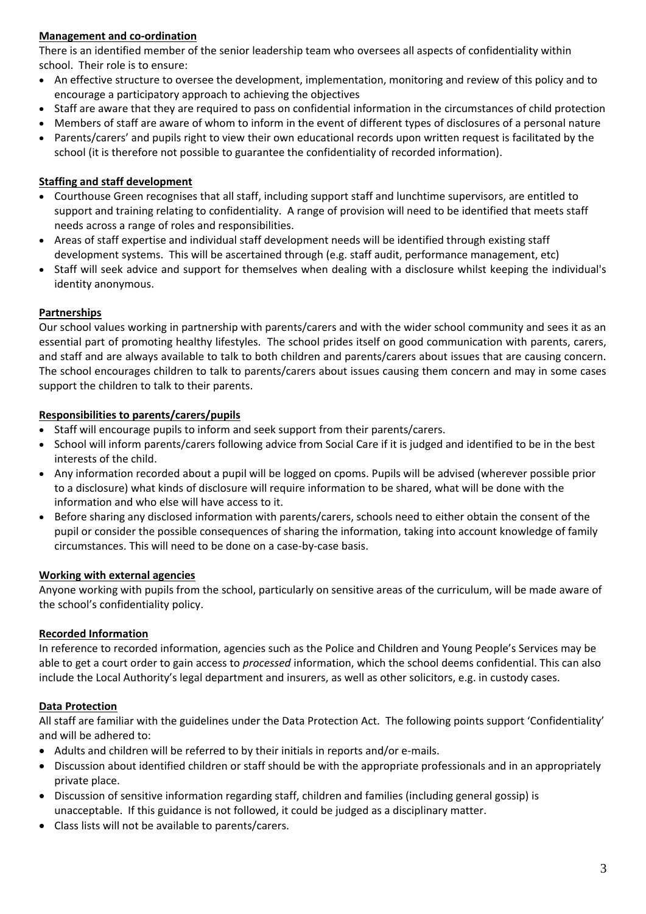**Management and co-ordination**

There is an identified member of the senior leadership team who oversees all aspects of confidentiality within school. Their role is to ensure:

- An effective structure to oversee the development, implementation, monitoring and review of this policy and to encourage a participatory approach to achieving the objectives
- Staff are aware that they are required to pass on confidential information in the circumstances of child protection
- Members of staff are aware of whom to inform in the event of different types of disclosures of a personal nature
- Parents/carers' and pupils right to view their own educational records upon written request is facilitated by the school (it is therefore not possible to guarantee the confidentiality of recorded information).

**Staffing and staff development**

- Courthouse Green recognises that all staff, including support staff and lunchtime supervisors, are entitled to support and training relating to confidentiality. A range of provision will need to be identified that meets staff needs across a range of roles and responsibilities.
- Areas of staff expertise and individual staff development needs will be identified through existing staff development systems. This will be ascertained through (e.g. staff audit, performance management, etc)
- Staff will seek advice and support for themselves when dealing with a disclosure whilst keeping the individual's identity anonymous.

**Partnerships**

Our school values working in partnership with parents/carers and with the wider school community and sees it as an essential part of promoting healthy lifestyles. The school prides itself on good communication with parents, carers, and staff and are always available to talk to both children and parents/carers about issues that are causing concern. The school encourages children to talk to parents/carers about issues causing them concern and may in some cases support the children to talk to their parents.

**Responsibilities to parents/carers/pupils**

- Staff will encourage pupils to inform and seek support from their parents/carers.
- School will inform parents/carers following advice from Social Care if it is judged and identified to be in the best interests of the child.
- Any information recorded about a pupil will be logged on cpoms. Pupils will be advised (wherever possible prior to a disclosure) what kinds of disclosure will require information to be shared, what will be done with the information and who else will have access to it.
- Before sharing any disclosed information with parents/carers, schools need to either obtain the consent of the pupil or consider the possible consequences of sharing the information, taking into account knowledge of family circumstances. This will need to be done on a case-by-case basis.

**Working with external agencies**

Anyone working with pupils from the school, particularly on sensitive areas of the curriculum, will be made aware of the school's confidentiality policy.

**Recorded Information**

In reference to recorded information, agencies such as the Police and Children and Young People's Services may be able to get a court order to gain access to *processed* information, which the school deems confidential. This can also include the Local Authority's legal department and insurers, as well as other solicitors, e.g. in custody cases.

**Data Protection**

All staff are familiar with the guidelines under the Data Protection Act. The following points support 'Confidentiality' and will be adhered to:

- Adults and children will be referred to by their initials in reports and/or e-mails.
- Discussion about identified children or staff should be with the appropriate professionals and in an appropriately private place.
- Discussion of sensitive information regarding staff, children and families (including general gossip) is unacceptable. If this guidance is not followed, it could be judged as a disciplinary matter.
- Class lists will not be available to parents/carers.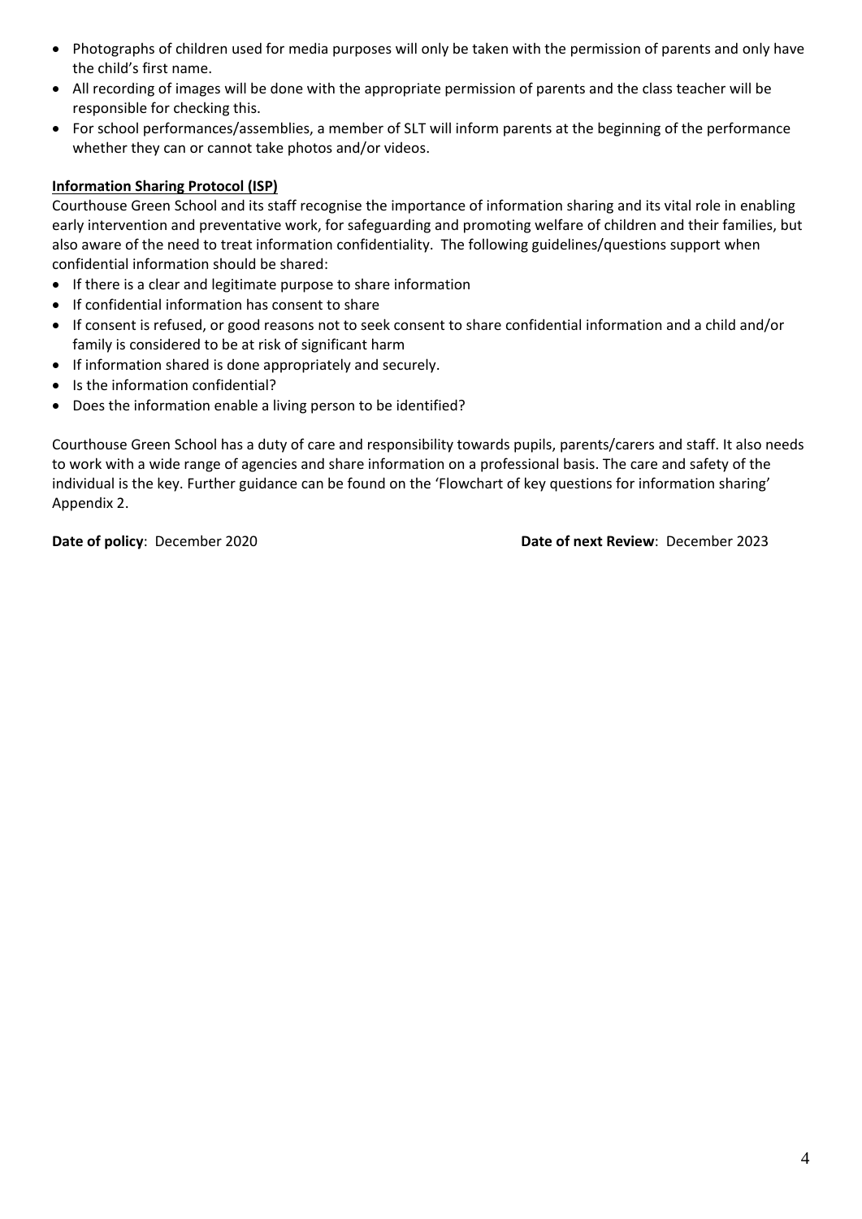- Photographs of children used for media purposes will only be taken with the permission of parents and only have the child's first name.
- All recording of images will be done with the appropriate permission of parents and the class teacher will be responsible for checking this.
- For school performances/assemblies, a member of SLT will inform parents at the beginning of the performance whether they can or cannot take photos and/or videos.

**Information Sharing Protocol (ISP)**

Courthouse Green School and its staff recognise the importance of information sharing and its vital role in enabling early intervention and preventative work, for safeguarding and promoting welfare of children and their families, but also aware of the need to treat information confidentiality. The following guidelines/questions support when confidential information should be shared:

- If there is a clear and legitimate purpose to share information
- If confidential information has consent to share
- If consent is refused, or good reasons not to seek consent to share confidential information and a child and/or family is considered to be at risk of significant harm
- If information shared is done appropriately and securely.
- Is the information confidential?
- Does the information enable a living person to be identified?

Courthouse Green School has a duty of care and responsibility towards pupils, parents/carers and staff. It also needs to work with a wide range of agencies and share information on a professional basis. The care and safety of the individual is the key. Further guidance can be found on the 'Flowchart of key questions for information sharing' Appendix 2.

**Date of policy**: December 2020 **Date of next Review**: December 2023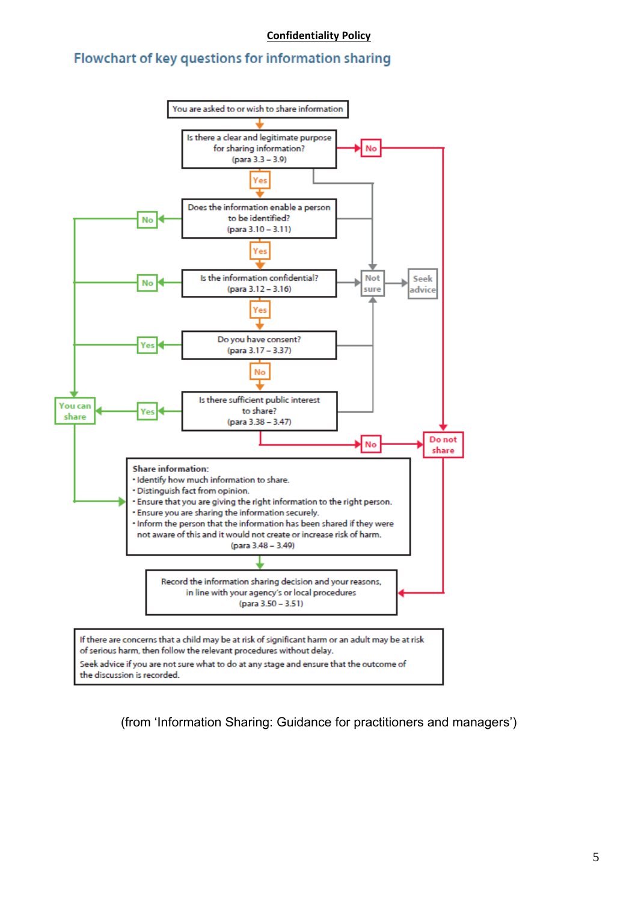**Confidentiality Policy**

## Flowchart of key questions for information sharing

You are asked to or wish to share information

Is there a clear and legitimate purpose for sharing information? (para 3.3 – 3.9)

No

Yes

Does the information enable a person to be identified? (para 3.10 – 3.11)

No

Yes

Is the information confidential? (para 3.12 – 3.16)

No

Not sure

Seek advice

Yes

Do you have consent? (para 3.17 – 3.37)

Yes

No

Is there sufficient public interest to share? (para 3.38 – 3.47)

Yes

You can share

No

Do not share

Share information:
- Identify how much information to share.
- Distinguish fact from opinion.
- Ensure that you are giving the right information to the right person.
- Ensure you are sharing the information securely.
- Inform the person that the information has been shared if they were not aware of this and it would not create or increase risk of harm.

(para 3.48 – 3.49)

Record the information sharing decision and your reasons, in line with your agency's or local procedures (para 3.50 – 3.51)

If there are concerns that a child may be at risk of significant harm or an adult may be at risk of serious harm, then follow the relevant procedures without delay.

Seek advice if you are not sure what to do at any stage and ensure that the outcome of the discussion is recorded.

(from 'Information Sharing: Guidance for practitioners and managers')